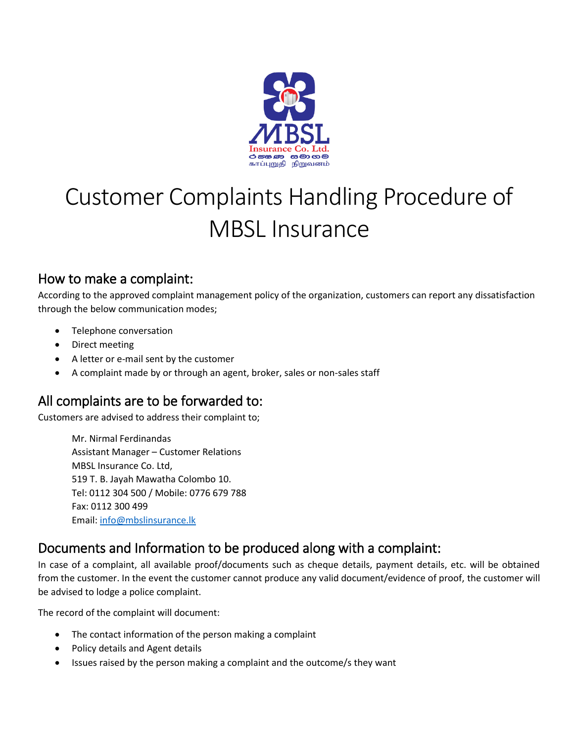# Customer Complaints Handling Procedure of MBSL Insurance

## How to make a complaint:

According to the approved complaint management policy of the organization, customers can report any dissatisfaction through the below communication modes;

- Telephone conversation
- Direct meeting
- A letter or e-mail sent by the customer
- A complaint made by or through an agent, broker, sales or non-sales staff

## All complaints are to be forwarded to:

Customers are advised to address their complaint to;

Mr. Nirmal Ferdinandas
Assistant Manager – Customer Relations
MBSL Insurance Co. Ltd,
519 T. B. Jayah Mawatha Colombo 10.
Tel: 0112 304 500 / Mobile: 0776 679 788
Fax: 0112 300 499
Email: info@mbslinsurance.lk

## Documents and Information to be produced along with a complaint:

In case of a complaint, all available proof/documents such as cheque details, payment details, etc. will be obtained from the customer. In the event the customer cannot produce any valid document/evidence of proof, the customer will be advised to lodge a police complaint.

The record of the complaint will document:

- The contact information of the person making a complaint
- Policy details and Agent details
- Issues raised by the person making a complaint and the outcome/s they want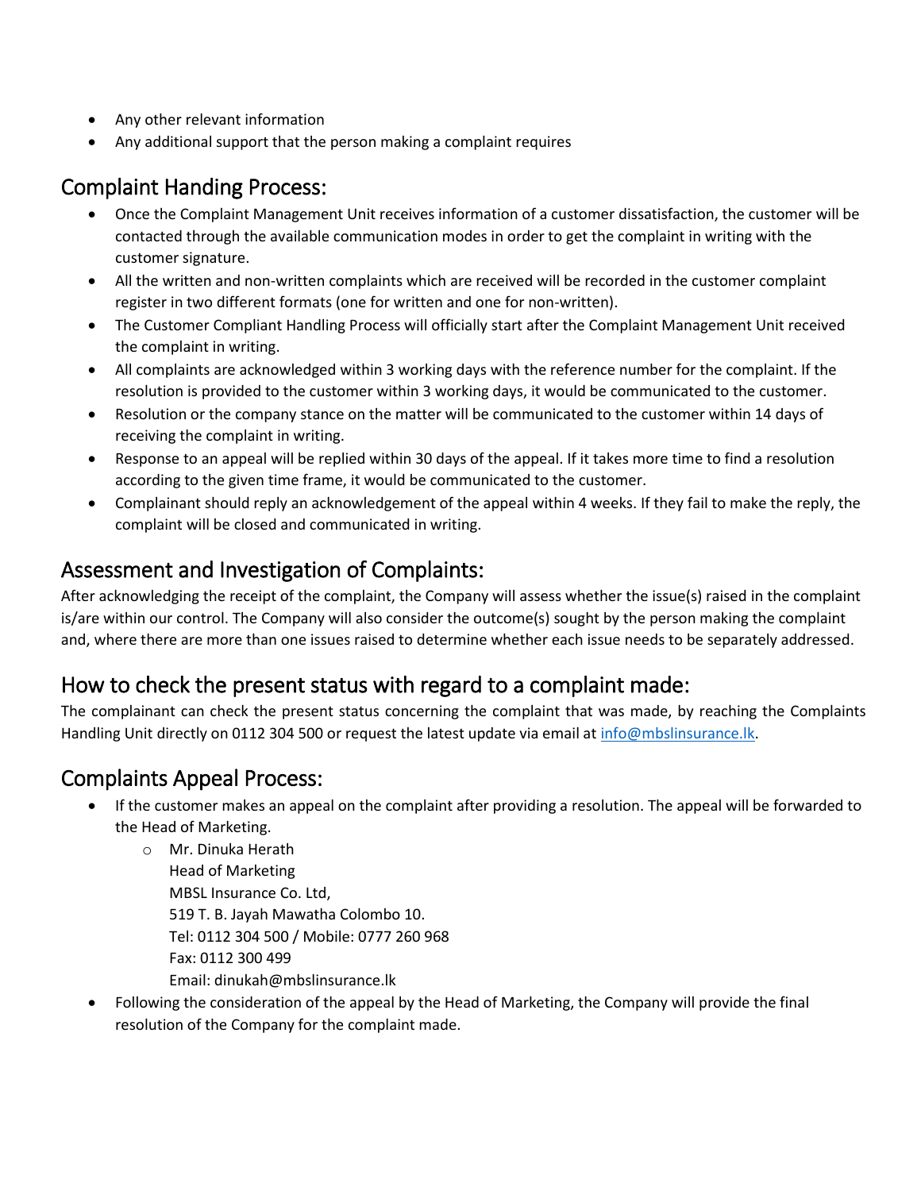- Any other relevant information
- Any additional support that the person making a complaint requires

## Complaint Handing Process:

- Once the Complaint Management Unit receives information of a customer dissatisfaction, the customer will be contacted through the available communication modes in order to get the complaint in writing with the customer signature.
- All the written and non-written complaints which are received will be recorded in the customer complaint register in two different formats (one for written and one for non-written).
- The Customer Compliant Handling Process will officially start after the Complaint Management Unit received the complaint in writing.
- All complaints are acknowledged within 3 working days with the reference number for the complaint. If the resolution is provided to the customer within 3 working days, it would be communicated to the customer.
- Resolution or the company stance on the matter will be communicated to the customer within 14 days of receiving the complaint in writing.
- Response to an appeal will be replied within 30 days of the appeal. If it takes more time to find a resolution according to the given time frame, it would be communicated to the customer.
- Complainant should reply an acknowledgement of the appeal within 4 weeks. If they fail to make the reply, the complaint will be closed and communicated in writing.

## Assessment and Investigation of Complaints:

After acknowledging the receipt of the complaint, the Company will assess whether the issue(s) raised in the complaint is/are within our control. The Company will also consider the outcome(s) sought by the person making the complaint and, where there are more than one issues raised to determine whether each issue needs to be separately addressed.

## How to check the present status with regard to a complaint made:

The complainant can check the present status concerning the complaint that was made, by reaching the Complaints Handling Unit directly on 0112 304 500 or request the latest update via email at info@mbslinsurance.lk.

## Complaints Appeal Process:

- If the customer makes an appeal on the complaint after providing a resolution. The appeal will be forwarded to the Head of Marketing.
  - Mr. Dinuka Herath
    Head of Marketing
    MBSL Insurance Co. Ltd,
    519 T. B. Jayah Mawatha Colombo 10.
    Tel: 0112 304 500 / Mobile: 0777 260 968
    Fax: 0112 300 499
    Email: dinukah@mbslinsurance.lk
- Following the consideration of the appeal by the Head of Marketing, the Company will provide the final resolution of the Company for the complaint made.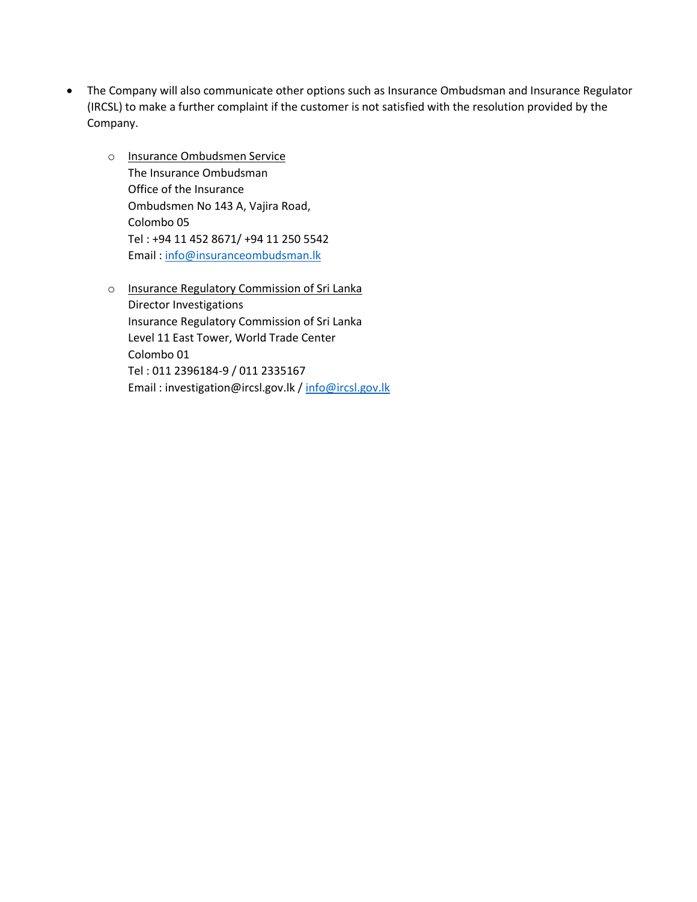- The Company will also communicate other options such as Insurance Ombudsman and Insurance Regulator (IRCSL) to make a further complaint if the customer is not satisfied with the resolution provided by the Company.

    - Insurance Ombudsmen Service
      The Insurance Ombudsman
      Office of the Insurance
      Ombudsmen No 143 A, Vajira Road,
      Colombo 05
      Tel : +94 11 452 8671/ +94 11 250 5542
      Email : info@insuranceombudsman.lk

    - Insurance Regulatory Commission of Sri Lanka
      Director Investigations
      Insurance Regulatory Commission of Sri Lanka
      Level 11 East Tower, World Trade Center
      Colombo 01
      Tel : 011 2396184-9 / 011 2335167
      Email : investigation@ircsl.gov.lk / info@ircsl.gov.lk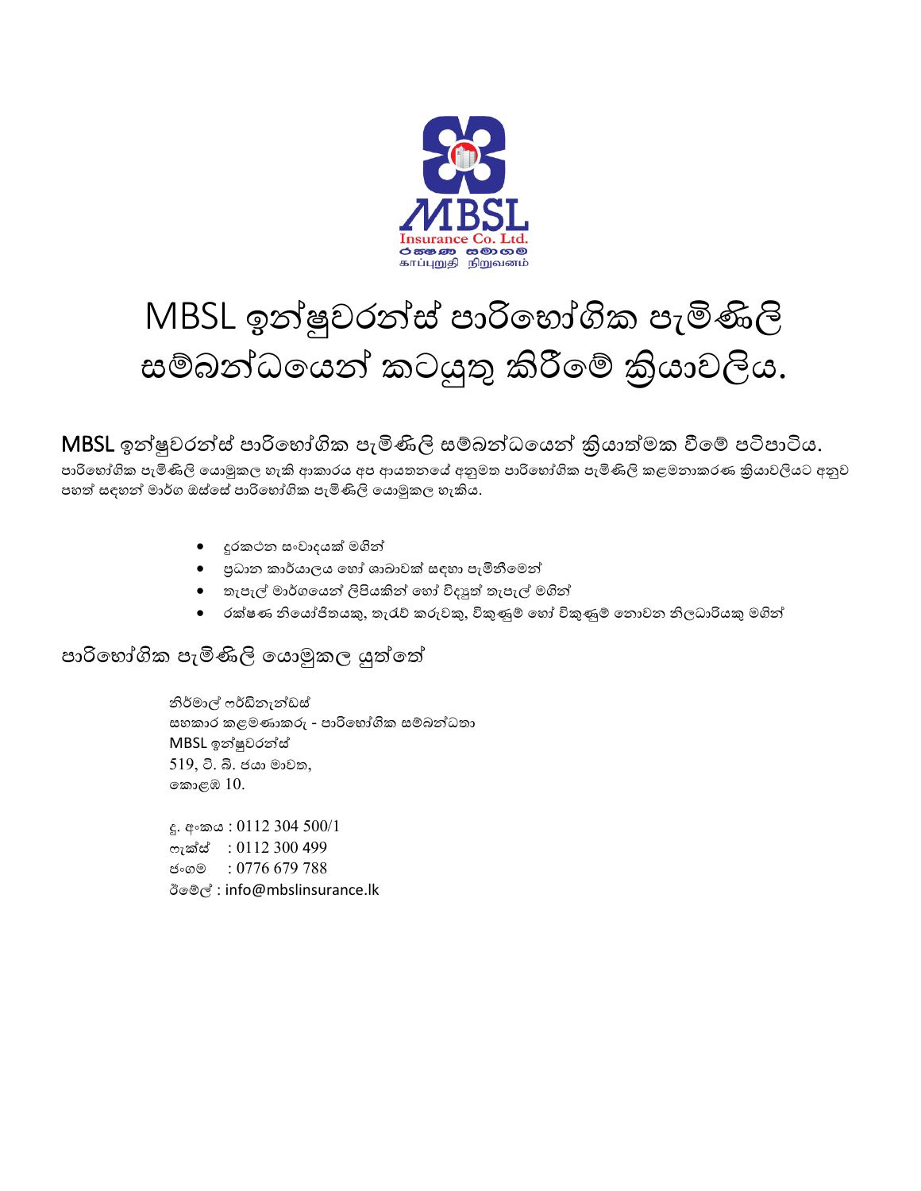# MBSL ඉන්ෂුවරන්ස් පාරිභෝගික පැමිණිලි සම්බන්ධයෙන් කටයුතු කිරීමේ ක්‍රියාවලිය.

## MBSL ඉන්ෂුවරන්ස් පාරිභෝගික පැමිණිලි සම්බන්ධයෙන් ක්‍රියාත්මක වීමේ පටිපාටිය.

පාරිභෝගික පැමිණිලි යොමුකල හැකි ආකාරය අප ආයතනයේ අනුමත පාරිභෝගික පැමිණිලි කළමනාකරණ ක්‍රියාවලියට අනුව පහත් සඳහන් මාර්ග ඔස්සේ පාරිභෝගික පැමිණිලි යොමුකල හැකිය.

- දුරකථන සංවාදයක් මගින්
- ප්‍රධාන කාර්යාලය හෝ ශාඛාවක් සඳහා පැමිනීමෙන්
- තැපැල් මාර්ගයෙන් ලිපියකින් හෝ විද්‍යුත් තැපැල් මගින්
- රක්ෂණ නියෝජිතයකු, තැරැව් කරුවකු, විකුණුම් හෝ විකුණුම් නොවන නිලධාරියකු මගින්

## පාරිභෝගික පැමිණිලි යොමුකල යුත්තේ

නිර්මාල් ෆර්ඩිනැන්ඩස්
සහකාර කළමණාකරු - පාරිභෝගික සම්බන්ධතා
MBSL ඉන්ෂුවරන්ස්
519, ටී. බී. ජයා මාවත,
කොළඹ 10.

දු. අංකය : 0112 304 500/1
ෆැක්ස් : 0112 300 499
ජංගම : 0776 679 788
ඊමේල් : info@mbslinsurance.lk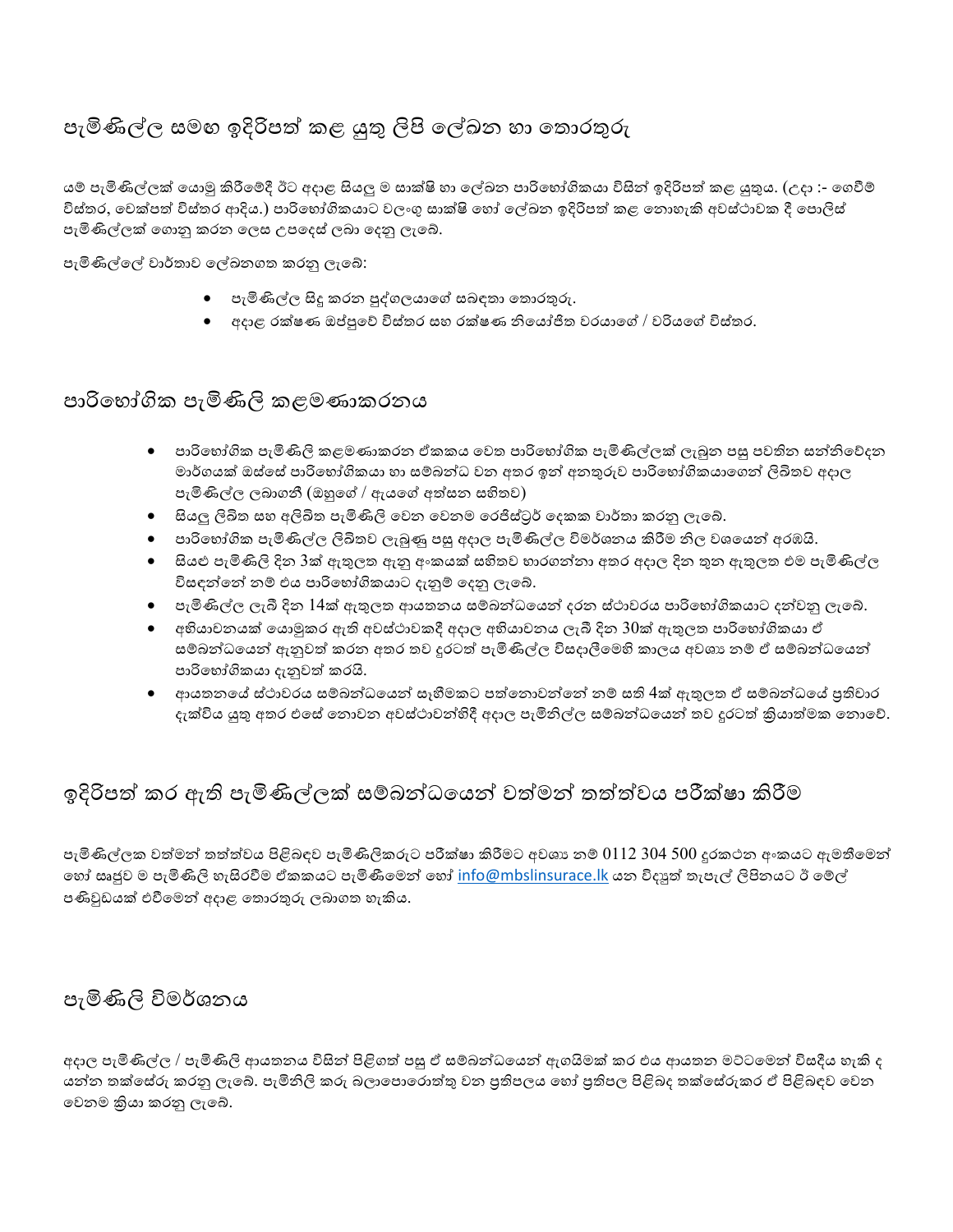## පැමිණිල්ල සමඟ ඉදිරිපත් කළ යුතු ලිපි ලේඛන හා තොරතුරු

යම් පැමිණිල්ලක් යොමු කිරීමේදී ඊට අදාළ සියලු ම සාක්ෂි හා ලේඛන පාරිභෝගිකයා විසින් ඉදිරිපත් කළ යුතුය. (උදා :- ගෙවීම් විස්තර, චෙක්පත් විස්තර ආදිය.) පාරිභෝගිකයාට වලංගු සාක්ෂි හෝ ලේඛන ඉදිරිපත් කළ නොහැකි අවස්ථාවක දී පොලිස් පැමිණිල්ලක් ගොනු කරන ලෙස උපදෙස් ලබා දෙනු ලැබේ.

පැමිණිල්ලේ වාර්තාව ලේඛනගත කරනු ලැබේ:

- පැමිණිල්ල සිදු කරන පුද්ගලයාගේ සබඳතා තොරතුරු.
- අදාළ රක්ෂණ ඔප්පුවේ විස්තර සහ රක්ෂණ නියෝජිත වරයාගේ / වරියගේ විස්තර.

## පාරිභෝගික පැමිණිලි කළමණාකරනය

- පාරිභෝගික පැමිණිලි කළමණාකරන ඒකකය වෙත පාරිභෝගික පැමිණිල්ලක් ලැබුන පසු පවතින සන්නිවේදන මාර්ගයක් ඔස්සේ පාරිභෝගිකයා හා සම්බන්ධ වන අතර ඉන් අනතුරුව පාරිභෝගිකයාගෙන් ලිඛිතව අදාල පැමිණිල්ල ලබාගනී (ඔහුගේ / ඇයගේ අත්සන සහිතව)
- සියලු ලිඛිත සහ අලිඛිත පැමිණිලි වෙන වෙනම රෙජිස්ට්‍රර් දෙකක වාර්තා කරනු ලැබේ.
- පාරිභෝගික පැමිණිල්ල ලිඛිතව ලැබුණු පසු අදාල පැමිණිල්ල විමර්ශනය කිරීම නිල වශයෙන් අරඹයි.
- සියළු පැමිණිලි දින 3ක් ඇතුලත ඇනු අංකයක් සහිතව භාරගන්නා අතර අදාල දින තුන ඇතුලත එම පැමිණිල්ල විසඳන්නේ නම් එය පාරිභෝගිකයාට දැනුම් දෙනු ලැබේ.
- පැමිණිල්ල ලැබී දින 14ක් ඇතුලත ආයතනය සම්බන්ධයෙන් දරන ස්ථාවරය පාරිභෝගිකයාට දන්වනු ලැබේ.
- අභියාචනයක් යොමුකර ඇති අවස්ථාවකදී අදාල අභියාචනය ලැබී දින 30ක් ඇතුලත පාරිභෝගිකයා ඒ සම්බන්ධයෙන් ඇනුවත් කරන අතර තව දුරටත් පැමිණිල්ල විසදාලීමෙහි කාලය අවශ්‍ය නම් ඒ සම්බන්ධයෙන් පාරිභෝගිකයා දැනුවත් කරයි.
- ආයතනයේ ස්ථාවරය සම්බන්ධයෙන් සෑහීමකට පත්නොවන්නේ නම් සති 4ක් ඇතුලත ඒ සම්බන්ධයේ ප්‍රතිචාර දැක්විය යුතු අතර එසේ නොවන අවස්ථාවන්හිදී අදාල පැමිනිල්ල සම්බන්ධයෙන් තව දුරටත් ක්‍රියාත්මක නොවේ.

## ඉදිරිපත් කර ඇති පැමිණිල්ලක් සම්බන්ධයෙන් වත්මන් තත්ත්වය පරීක්ෂා කිරීම

පැමිණිල්ලක වත්මන් තත්ත්වය පිළිබඳව පැමිණිලිකරුට පරීක්ෂා කිරීමට අවශ්‍ය නම් 0112 304 500 දුරකථන අංකයට ඇමතීමෙන් හෝ සෘජුව ම පැමිණිලි හැසිරවීම ඒකකයට පැමිණීමෙන් හෝ info@mbslinsurace.lk යන විද්‍යුත් තැපැල් ලිපිනයට ඊ මේල් පණිවුඩයක් එවීමෙන් අදාල තොරතුරු ලබාගත හැකිය.

## පැමිණිලි විමර්ශනය

අදාල පැමිණිල්ල / පැමිණිලි ආයතනය විසින් පිළිගත් පසු ඒ සම්බන්ධයෙන් ඇගයීමක් කර එය ආයතන මට්ටමෙන් විසදිය හැකි ද යන්න තක්සේරු කරනු ලැබේ. පැමිනිලි කරු බලාපොරොත්තු වන ප්‍රතිපලය හෝ ප්‍රතිපල පිළිබඳ තක්සේරුකර ඒ පිළිබඳව වෙන වෙනම ක්‍රියා කරනු ලැබේ.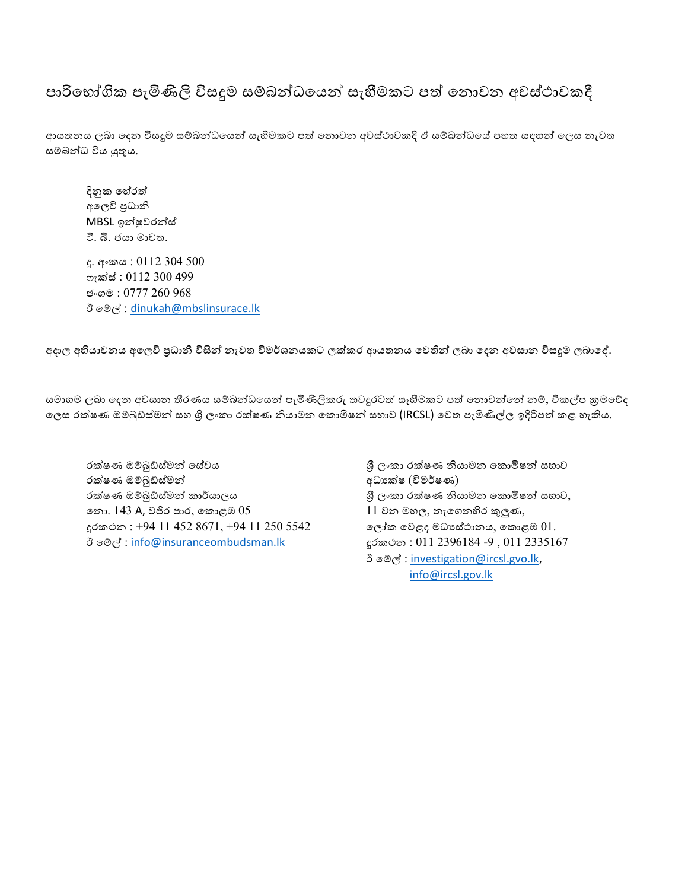## පාරිභෝගික පැමිණිලි විසඳුම සම්බන්ධයෙන් සෑහීමකට පත් නොවන අවස්ථාවකදී

ආයතනය ලබා දෙන විසඳුම සම්බන්ධයෙන් සෑහීමකට පත් නොවන අවස්ථාවකදී ඒ සම්බන්ධයේ පහත සඳහන් ලෙස නැවත සම්බන්ධ විය යුතුය.

දිනුක හේරත්
අලෙවි ප්‍රධානී
MBSL ඉන්ෂුවරන්ස්
ටී. බී. ජයා මාවත.

දු. අංකය : 0112 304 500
ෆැක්ස් : 0112 300 499
ජංගම : 0777 260 968
ඊ මේල් : dinukah@mbslinsurace.lk

අදාල අභියාචනය අලෙවි ප්‍රධානී විසින් නැවත විමර්ශනයකට ලක්කර ආයතනය වෙතින් ලබා දෙන අවසාන විසඳුම ලබාදේ.

සමාගම ලබා දෙන අවසාන තීරණය සම්බන්ධයෙන් පැමිණිලිකරු තවදුරටත් සෑහීමකට පත් නොවන්නේ නම්, විකල්ප ක්‍රමවේද ලෙස රක්ෂණ ඔම්බුඩ්ස්මන් සහ ශ්‍රී ලංකා රක්ෂණ නියාමන කොමිෂන් සභාව (IRCSL) වෙත පැමිණිල්ල ඉදිරිපත් කළ හැකිය.

රක්ෂණ ඔම්බුඩ්ස්මන් සේවය
රක්ෂණ ඔම්බුඩ්ස්මන්
රක්ෂණ ඔම්බුඩ්ස්මන් කාර්යාලය
නො. 143 A, වජිර පාර, කොළඹ 05
දුරකථන : +94 11 452 8671, +94 11 250 5542
ඊ මේල් : info@insuranceombudsman.lk

ශ්‍රී ලංකා රක්ෂණ නියාමන කොමිෂන් සභාව
අධ්‍යක්ෂ (විමර්ෂණ)
ශ්‍රී ලංකා රක්ෂණ නියාමන කොමිෂන් සභාව,
11 වන මහල, නැගෙනහිර කුලුණ,
ලෝක වෙළඳ මධ්‍යස්ථානය, කොළඹ 01.
දුරකථන : 011 2396184 -9 , 011 2335167
ඊ මේල් : investigation@ircsl.gvo.lk,
info@ircsl.gov.lk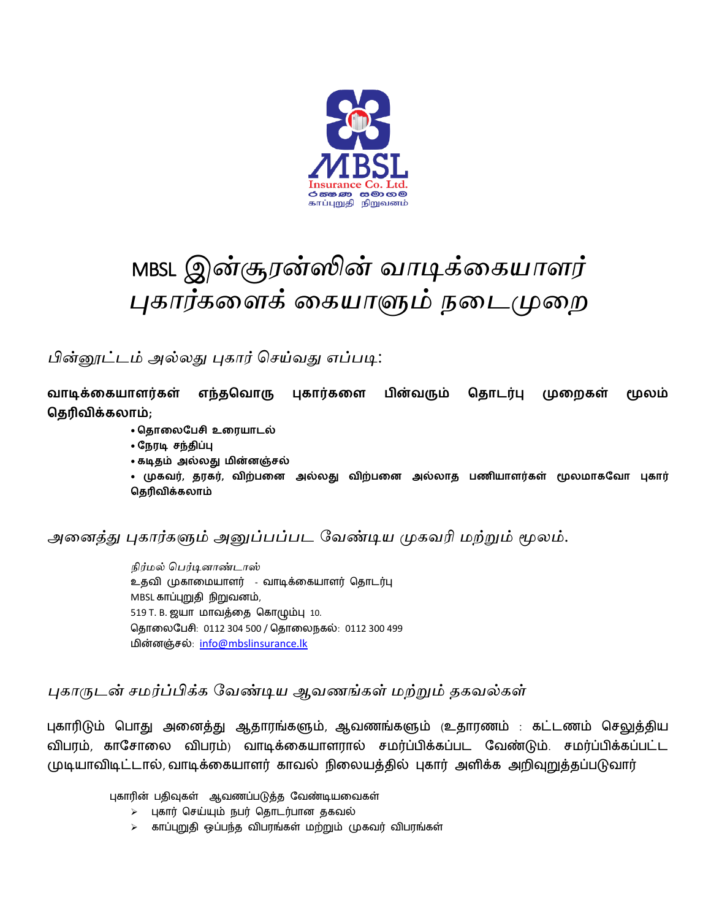MBSL Insurance Co. Ltd.

காப்புறுதி நிறுவனம்

# MBSL இன்சூரன்ஸின் வாடிக்கையாளர் புகார்களைக் கையாளும் நடைமுறை

*பின்னூட்டம் அல்லது புகார் செய்வது எப்படி:*

**வாடிக்கையாளர்கள் எந்தவொரு புகார்களை பின்வரும் தொடர்பு முறைகள் மூலம் தெரிவிக்கலாம்;**

- **தொலைபேசி உரையாடல்**
- **நேரடி சந்திப்பு**
- **கடிதம் அல்லது மின்னஞ்சல்**
- **முகவர், தரகர், விற்பனை அல்லது விற்பனை அல்லாத பணியாளர்கள் மூலமாகவோ புகார் தெரிவிக்கலாம்**

*அனைத்து புகார்களும் அனுப்பப்பட வேண்டிய முகவரி மற்றும் மூலம்.*

*நிர்மல் பெர்டினாண்டாஸ்*
உதவி முகாமையாளர் - வாடிக்கையாளர் தொடர்பு
MBSL காப்புறுதி நிறுவனம்,
519 T. B. ஜயா மாவத்தை கொழும்பு 10.
தொலைபேசி: 0112 304 500 / தொலைநகல்: 0112 300 499
மின்னஞ்சல்: info@mbslinsurance.lk

*புகாருடன் சமர்ப்பிக்க வேண்டிய ஆவணங்கள் மற்றும் தகவல்கள்*

புகாரிடும் பொது அனைத்து ஆதாரங்களும், ஆவணங்களும் (உதாரணம் : கட்டணம் செலுத்திய விபரம், காசோலை விபரம்) வாடிக்கையாளரால் சமர்ப்பிக்கப்பட வேண்டும். சமர்ப்பிக்கப்பட்ட முடியாவிடிட்டால், வாடிக்கையாளர் காவல் நிலையத்தில் புகார் அளிக்க அறிவுறுத்தப்படுவார்

புகாரின் பதிவுகள் ஆவணப்படுத்த வேண்டியவைகள்

- புகார் செய்யும் நபர் தொடர்பான தகவல்
- காப்புறுதி ஒப்பந்த விபரங்கள் மற்றும் முகவர் விபரங்கள்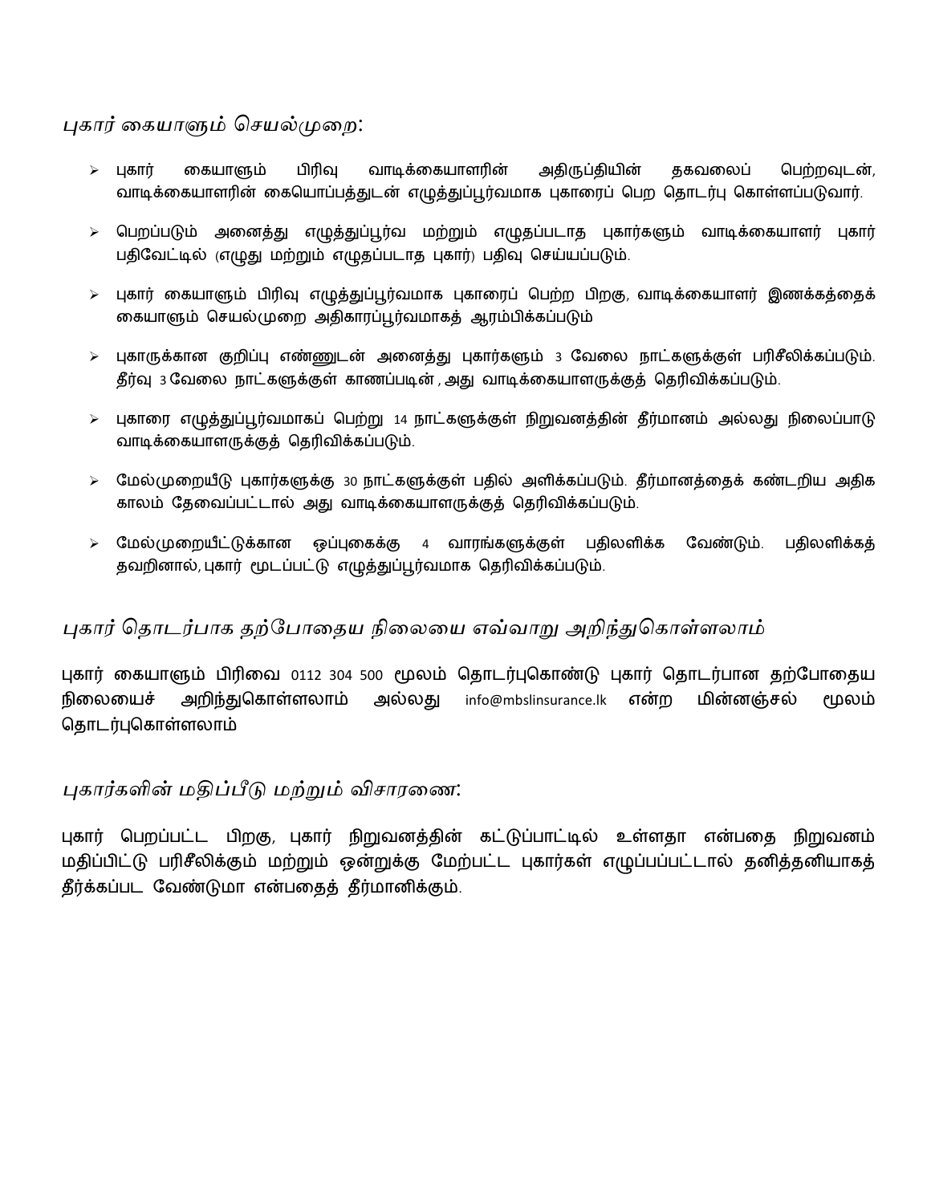## *புகார் கையாளும் செயல்முறை:*

- புகார் கையாளும் பிரிவு வாடிக்கையாளரின் அதிருப்தியின் தகவலைப் பெற்றவுடன், வாடிக்கையாளரின் கையொப்பத்துடன் எழுத்துப்பூர்வமாக புகாரைப் பெற தொடர்பு கொள்ளப்படுவார்.
- பெறப்படும் அனைத்து எழுத்துப்பூர்வ மற்றும் எழுதப்படாத புகார்களும் வாடிக்கையாளர் புகார் பதிவேட்டில் (எழுது மற்றும் எழுதப்படாத புகார்) பதிவு செய்யப்படும்.
- புகார் கையாளும் பிரிவு எழுத்துப்பூர்வமாக புகாரைப் பெற்ற பிறகு, வாடிக்கையாளர் இணக்கத்தைக் கையாளும் செயல்முறை அதிகாரப்பூர்வமாகத் ஆரம்பிக்கப்படும்
- புகாருக்கான குறிப்பு எண்ணுடன் அனைத்து புகார்களும் 3 வேலை நாட்களுக்குள் பரிசீலிக்கப்படும். தீர்வு 3 வேலை நாட்களுக்குள் காணப்படின் , அது வாடிக்கையாளருக்குத் தெரிவிக்கப்படும்.
- புகாரை எழுத்துப்பூர்வமாகப் பெற்று 14 நாட்களுக்குள் நிறுவனத்தின் தீர்மானம் அல்லது நிலைப்பாடு வாடிக்கையாளருக்குத் தெரிவிக்கப்படும்.
- மேல்முறையீடு புகார்களுக்கு 30 நாட்களுக்குள் பதில் அளிக்கப்படும். தீர்மானத்தைக் கண்டறிய அதிக காலம் தேவைப்பட்டால் அது வாடிக்கையாளருக்குத் தெரிவிக்கப்படும்.
- மேல்முறையீட்டுக்கான ஒப்புகைக்கு 4 வாரங்களுக்குள் பதிலளிக்க வேண்டும். பதிலளிக்கத் தவறினால், புகார் மூடப்பட்டு எழுத்துப்பூர்வமாக தெரிவிக்கப்படும்.

## *புகார் தொடர்பாக தற்போதைய நிலையை எவ்வாறு அறிந்துகொள்ளலாம்*

புகார் கையாளும் பிரிவை 0112 304 500 மூலம் தொடர்புகொண்டு புகார் தொடர்பான தற்போதைய நிலையைச் அறிந்துகொள்ளலாம் அல்லது info@mbslinsurance.lk என்ற மின்னஞ்சல் மூலம் தொடர்புகொள்ளலாம்

## *புகார்களின் மதிப்பீடு மற்றும் விசாரணை:*

புகார் பெறப்பட்ட பிறகு, புகார் நிறுவனத்தின் கட்டுப்பாட்டில் உள்ளதா என்பதை நிறுவனம் மதிப்பிட்டு பரிசீலிக்கும் மற்றும் ஒன்றுக்கு மேற்பட்ட புகார்கள் எழுப்பப்பட்டால் தனித்தனியாகத் தீர்க்கப்பட வேண்டுமா என்பதைத் தீர்மானிக்கும்.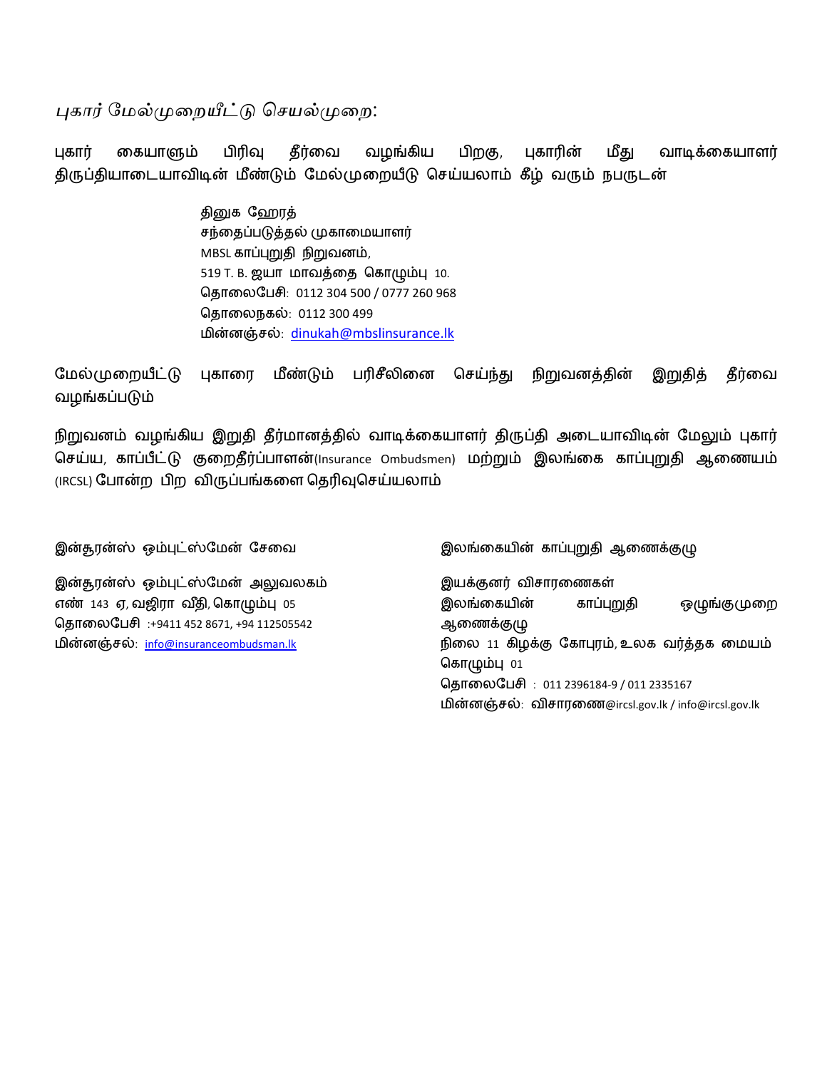*புகார் மேல்முறையீட்டு செயல்முறை:*

புகார் கையாளும் பிரிவு தீர்வை வழங்கிய பிறகு, புகாரின் மீது வாடிக்கையாளர் திருப்தியாடையாவிடின் மீண்டும் மேல்முறையீடு செய்யலாம் கீழ் வரும் நபருடன்

தினுக ஹேரத்
சந்தைப்படுத்தல் முகாமையாளர்
MBSL காப்புறுதி நிறுவனம்,
519 T. B. ஜயா மாவத்தை கொழும்பு 10.
தொலைபேசி: 0112 304 500 / 0777 260 968
தொலைநகல்: 0112 300 499
மின்னஞ்சல்: dinukah@mbslinsurance.lk

மேல்முறையீட்டு புகாரை மீண்டும் பரிசீலினை செய்ந்து நிறுவனத்தின் இறுதித் தீர்வை வழங்கப்படும்

நிறுவனம் வழங்கிய இறுதி தீர்மானத்தில் வாடிக்கையாளர் திருப்தி அடையாவிடின் மேலும் புகார் செய்ய, காப்பீட்டு குறைதீர்ப்பாளன்(Insurance Ombudsmen) மற்றும் இலங்கை காப்புறுதி ஆணையம் (IRCSL) போன்ற பிற விருப்பங்களை தெரிவுசெய்யலாம்

இன்சூரன்ஸ் ஒம்புட்ஸ்மேன் சேவை

இன்சூரன்ஸ் ஒம்புட்ஸ்மேன் அலுவலகம்
எண் 143 ஏ, வஜிரா வீதி, கொழும்பு 05
தொலைபேசி :+9411 452 8671, +94 112505542
மின்னஞ்சல்: info@insuranceombudsman.lk

இலங்கையின் காப்புறுதி ஆணைக்குழு

இயக்குனர் விசாரணைகள்
இலங்கையின் காப்புறுதி ஒழுங்குமுறை ஆணைக்குழு
நிலை 11 கிழக்கு கோபுரம், உலக வர்த்தக மையம்
கொழும்பு 01
தொலைபேசி : 011 2396184-9 / 011 2335167
மின்னஞ்சல்: விசாரணை@ircsl.gov.lk / info@ircsl.gov.lk